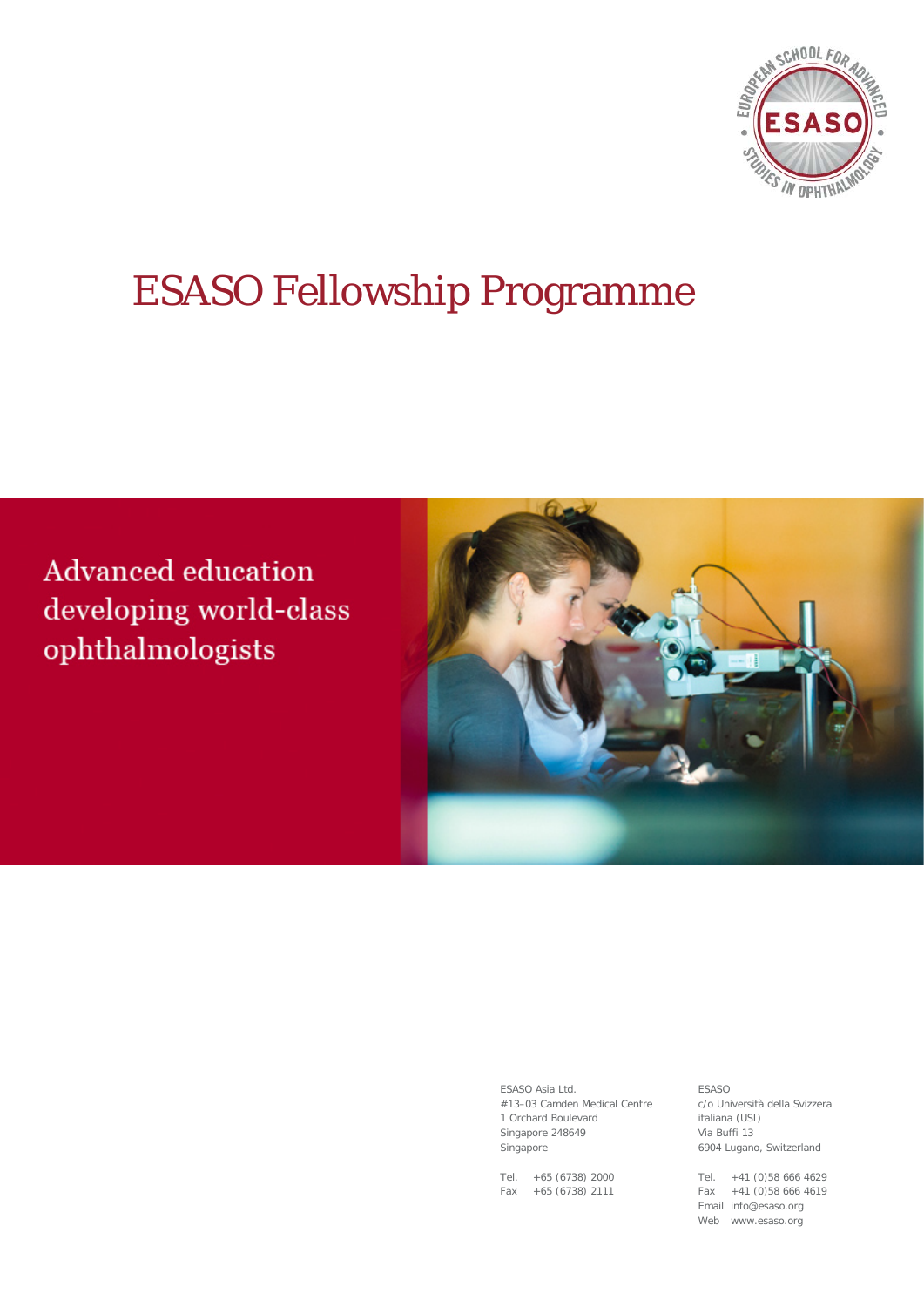# ESASO Fellowship Programme

Advanced education developing world-class ophthalmologists

ESASO Asia Ltd.
#13–03 Camden Medical Centre
1 Orchard Boulevard
Singapore 248649
Singapore

Tel. +65 (6738) 2000
Fax +65 (6738) 2111

ESASO
c/o Università della Svizzera italiana (USI)
Via Buffi 13
6904 Lugano, Switzerland

Tel. +41 (0)58 666 4629
Fax +41 (0)58 666 4619
Email info@esaso.org
Web www.esaso.org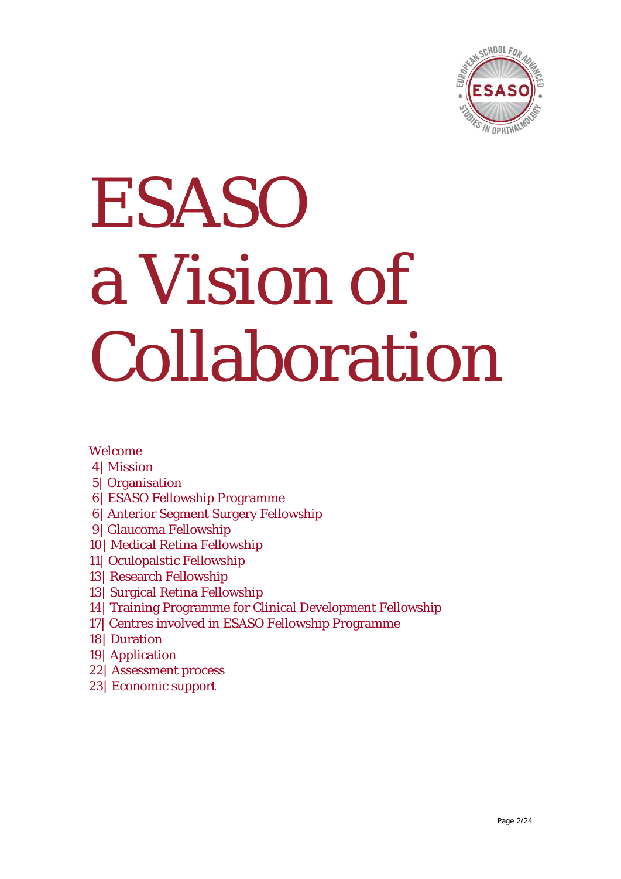# ESASO a Vision of Collaboration

Welcome

4| Mission
5| Organisation
6| ESASO Fellowship Programme
6| Anterior Segment Surgery Fellowship
9| Glaucoma Fellowship
10| Medical Retina Fellowship
11| Oculopalstic Fellowship
13| Research Fellowship
13| Surgical Retina Fellowship
14| Training Programme for Clinical Development Fellowship
17| Centres involved in ESASO Fellowship Programme
18| Duration
19| Application
22| Assessment process
23| Economic support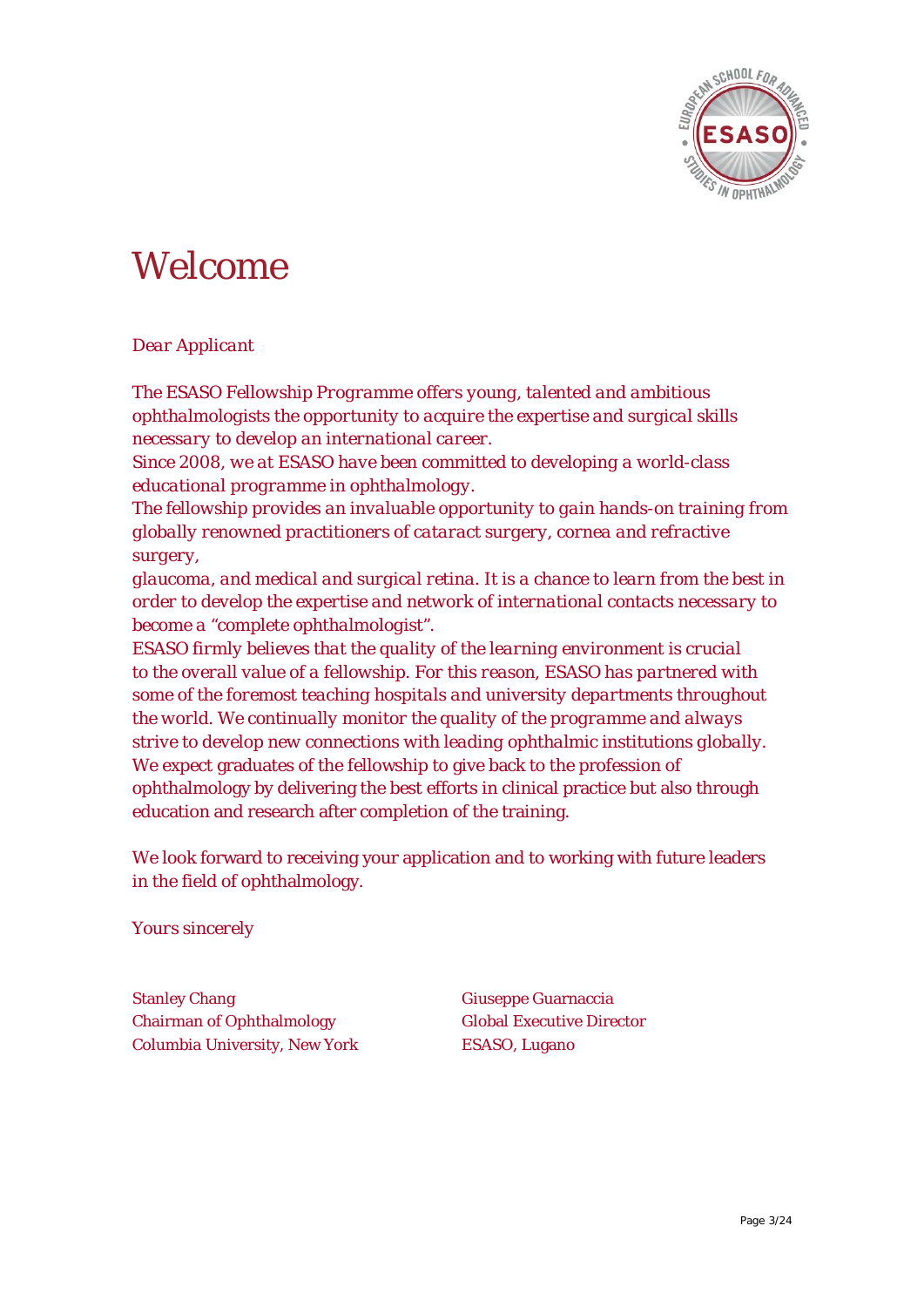# Welcome

*Dear Applicant*

*The ESASO Fellowship Programme offers young, talented and ambitious ophthalmologists the opportunity to acquire the expertise and surgical skills necessary to develop an international career.*
*Since 2008, we at ESASO have been committed to developing a world-class educational programme in ophthalmology.*
*The fellowship provides an invaluable opportunity to gain hands-on training from globally renowned practitioners of cataract surgery, cornea and refractive surgery,*
*glaucoma, and medical and surgical retina. It is a chance to learn from the best in order to develop the expertise and network of international contacts necessary to become a "complete ophthalmologist".*
*ESASO firmly believes that the quality of the learning environment is crucial to the overall value of a fellowship. For this reason, ESASO has partnered with some of the foremost teaching hospitals and university departments throughout the world. We continually monitor the quality of the programme and always strive to develop new connections with leading ophthalmic institutions globally.*
*We expect graduates of the fellowship to give back to the profession of ophthalmology by delivering the best efforts in clinical practice but also through education and research after completion of the training.*

*We look forward to receiving your application and to working with future leaders in the field of ophthalmology.*

*Yours sincerely*

Stanley Chang
Chairman of Ophthalmology
Columbia University, New York

Giuseppe Guarnaccia
Global Executive Director
ESASO, Lugano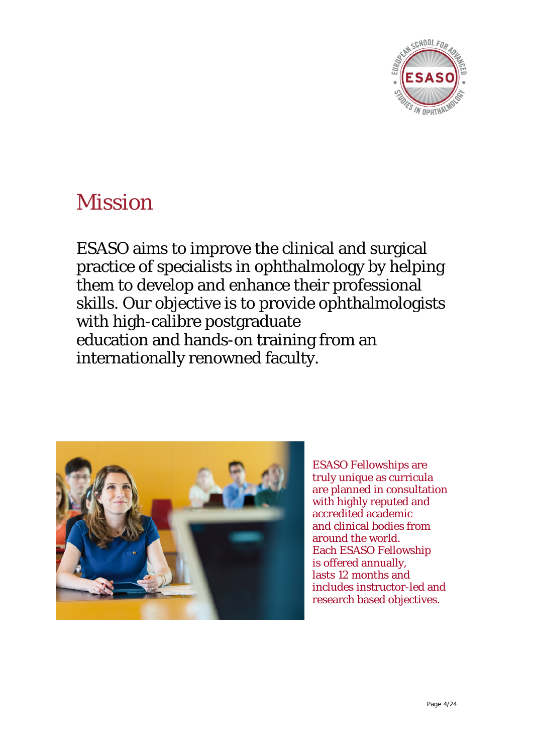# Mission

ESASO aims to improve the clinical and surgical practice of specialists in ophthalmology by helping them to develop and enhance their professional skills. Our objective is to provide ophthalmologists with high-calibre postgraduate education and hands-on training from an internationally renowned faculty.

ESASO Fellowships are truly unique as curricula are planned in consultation with highly reputed and accredited academic and clinical bodies from around the world. Each ESASO Fellowship is offered annually, lasts 12 months and includes instructor-led and research based objectives.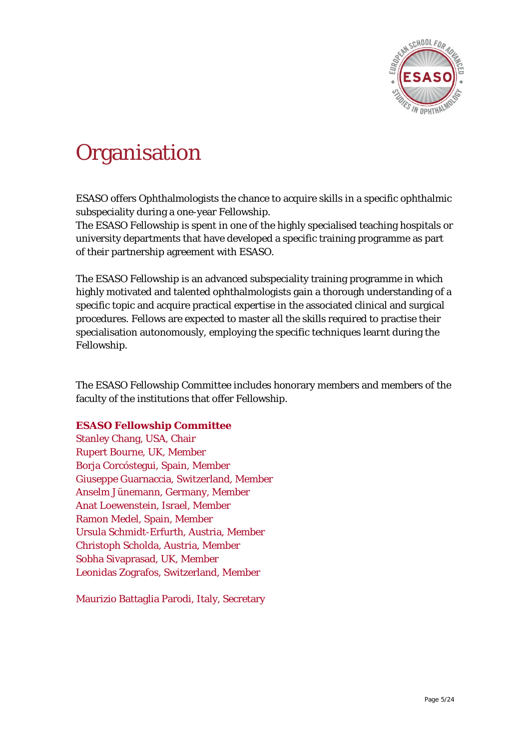# Organisation

ESASO offers Ophthalmologists the chance to acquire skills in a specific ophthalmic subspeciality during a one-year Fellowship.
The ESASO Fellowship is spent in one of the highly specialised teaching hospitals or university departments that have developed a specific training programme as part of their partnership agreement with ESASO.

The ESASO Fellowship is an advanced subspeciality training programme in which highly motivated and talented ophthalmologists gain a thorough understanding of a specific topic and acquire practical expertise in the associated clinical and surgical procedures. Fellows are expected to master all the skills required to practise their specialisation autonomously, employing the specific techniques learnt during the Fellowship.

The ESASO Fellowship Committee includes honorary members and members of the faculty of the institutions that offer Fellowship.

**ESASO Fellowship Committee**
Stanley Chang, USA, Chair
Rupert Bourne, UK, Member
Borja Corcóstegui, Spain, Member
Giuseppe Guarnaccia, Switzerland, Member
Anselm Jünemann, Germany, Member
Anat Loewenstein, Israel, Member
Ramon Medel, Spain, Member
Ursula Schmidt-Erfurth, Austria, Member
Christoph Scholda, Austria, Member
Sobha Sivaprasad, UK, Member
Leonidas Zografos, Switzerland, Member

Maurizio Battaglia Parodi, Italy, Secretary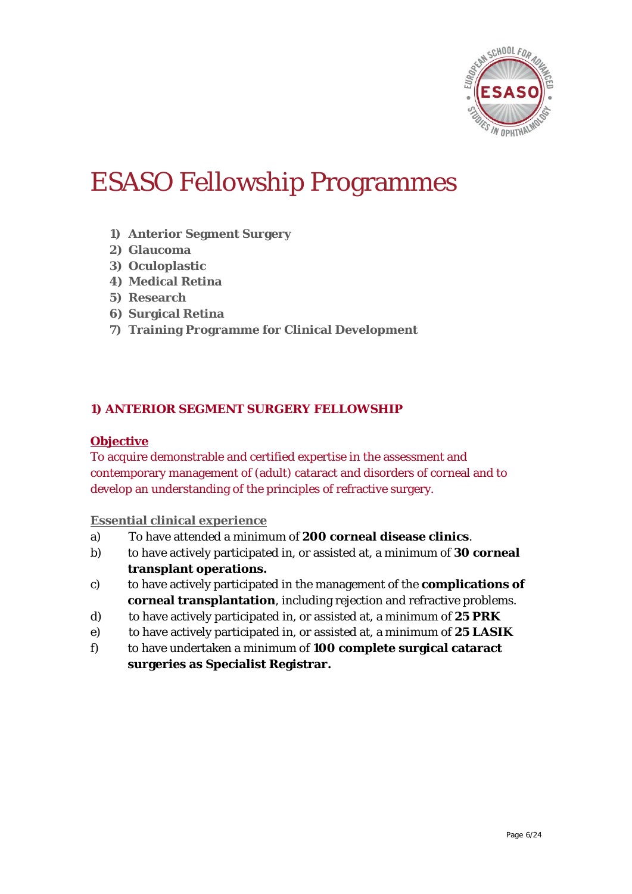# ESASO Fellowship Programmes

1) **Anterior Segment Surgery**
2) **Glaucoma**
3) **Oculoplastic**
4) **Medical Retina**
5) **Research**
6) **Surgical Retina**
7) **Training Programme for Clinical Development**

## 1) ANTERIOR SEGMENT SURGERY FELLOWSHIP

### Objective

To acquire demonstrable and certified expertise in the assessment and contemporary management of (adult) cataract and disorders of corneal and to develop an understanding of the principles of refractive surgery.

### Essential clinical experience

a) To have attended a minimum of **200 corneal disease clinics**.

b) to have actively participated in, or assisted at, a minimum of **30 corneal transplant operations.**

c) to have actively participated in the management of the **complications of corneal transplantation**, including rejection and refractive problems.

d) to have actively participated in, or assisted at, a minimum of **25 PRK**

e) to have actively participated in, or assisted at, a minimum of **25 LASIK**

f) to have undertaken a minimum of **100 complete surgical cataract surgeries as Specialist Registrar.**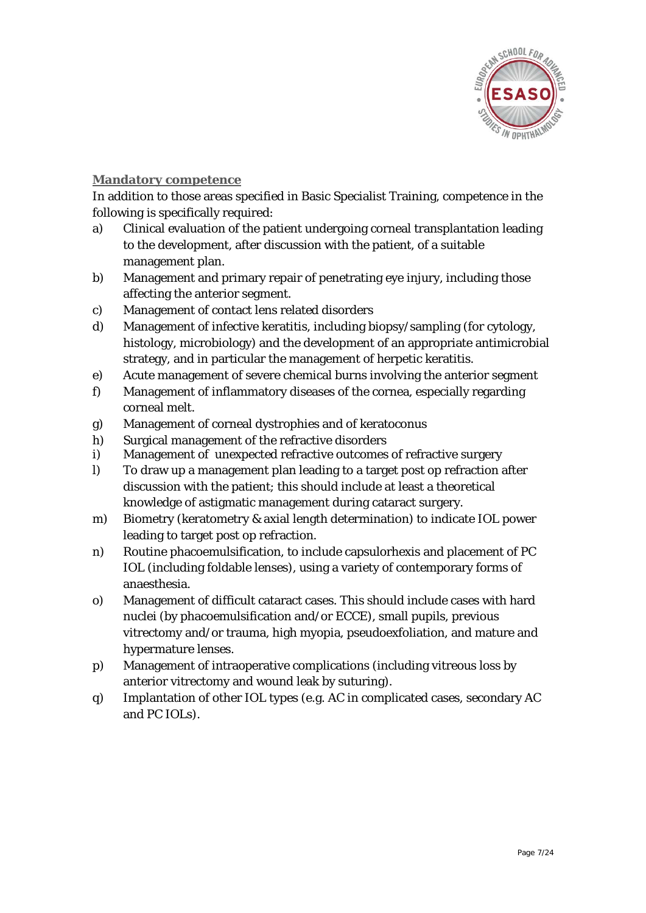**Mandatory competence**

In addition to those areas specified in Basic Specialist Training, competence in the following is specifically required:

a) Clinical evaluation of the patient undergoing corneal transplantation leading to the development, after discussion with the patient, of a suitable management plan.

b) Management and primary repair of penetrating eye injury, including those affecting the anterior segment.

c) Management of contact lens related disorders

d) Management of infective keratitis, including biopsy/sampling (for cytology, histology, microbiology) and the development of an appropriate antimicrobial strategy, and in particular the management of herpetic keratitis.

e) Acute management of severe chemical burns involving the anterior segment

f) Management of inflammatory diseases of the cornea, especially regarding corneal melt.

g) Management of corneal dystrophies and of keratoconus

h) Surgical management of the refractive disorders

i) Management of unexpected refractive outcomes of refractive surgery

l) To draw up a management plan leading to a target post op refraction after discussion with the patient; this should include at least a theoretical knowledge of astigmatic management during cataract surgery.

m) Biometry (keratometry & axial length determination) to indicate IOL power leading to target post op refraction.

n) Routine phacoemulsification, to include capsulorhexis and placement of PC IOL (including foldable lenses), using a variety of contemporary forms of anaesthesia.

o) Management of difficult cataract cases. This should include cases with hard nuclei (by phacoemulsification and/or ECCE), small pupils, previous vitrectomy and/or trauma, high myopia, pseudoexfoliation, and mature and hypermature lenses.

p) Management of intraoperative complications (including vitreous loss by anterior vitrectomy and wound leak by suturing).

q) Implantation of other IOL types (e.g. AC in complicated cases, secondary AC and PC IOLs).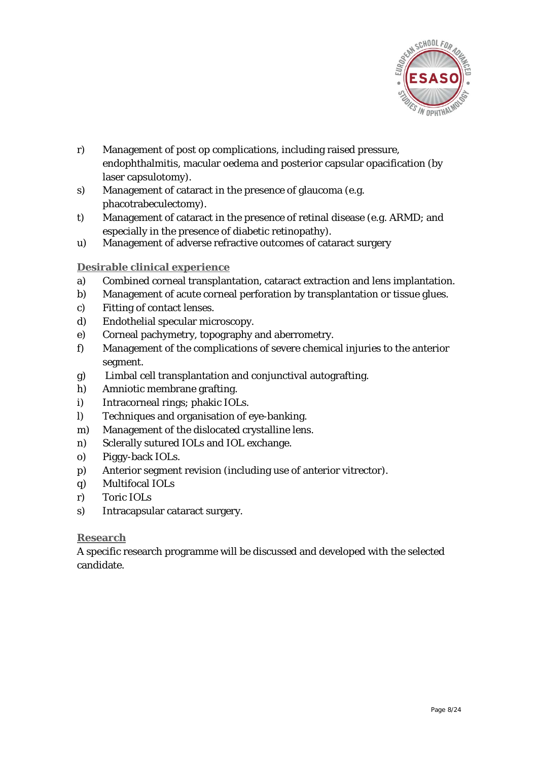r) Management of post op complications, including raised pressure, endophthalmitis, macular oedema and posterior capsular opacification (by laser capsulotomy).
s) Management of cataract in the presence of glaucoma (e.g. phacotrabeculectomy).
t) Management of cataract in the presence of retinal disease (e.g. ARMD; and especially in the presence of diabetic retinopathy).
u) Management of adverse refractive outcomes of cataract surgery

## Desirable clinical experience

a) Combined corneal transplantation, cataract extraction and lens implantation.
b) Management of acute corneal perforation by transplantation or tissue glues.
c) Fitting of contact lenses.
d) Endothelial specular microscopy.
e) Corneal pachymetry, topography and aberrometry.
f) Management of the complications of severe chemical injuries to the anterior segment.
g) Limbal cell transplantation and conjunctival autografting.
h) Amniotic membrane grafting.
i) Intracorneal rings; phakic IOLs.
l) Techniques and organisation of eye-banking.
m) Management of the dislocated crystalline lens.
n) Sclerally sutured IOLs and IOL exchange.
o) Piggy-back IOLs.
p) Anterior segment revision (including use of anterior vitrector).
q) Multifocal IOLs
r) Toric IOLs
s) Intracapsular cataract surgery.

## Research

A specific research programme will be discussed and developed with the selected candidate.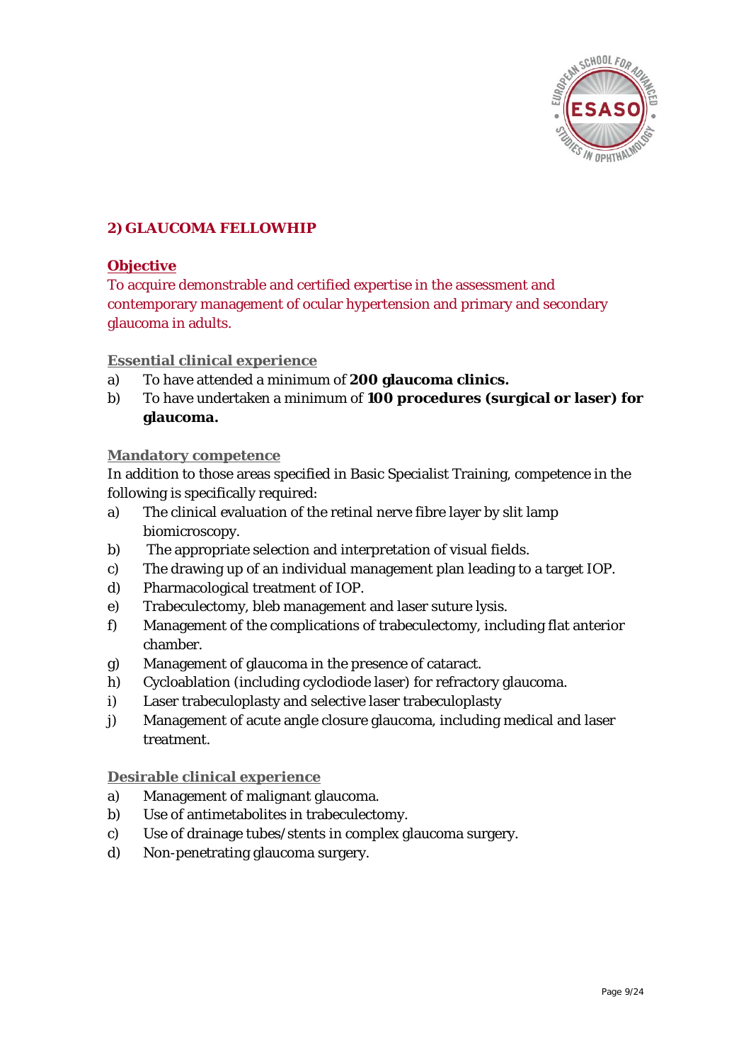## 2) GLAUCOMA FELLOWHIP

### Objective

To acquire demonstrable and certified expertise in the assessment and contemporary management of ocular hypertension and primary and secondary glaucoma in adults.

#### Essential clinical experience

a) To have attended a minimum of **200 glaucoma clinics.**

b) To have undertaken a minimum of **100 procedures (surgical or laser) for glaucoma.**

#### Mandatory competence

In addition to those areas specified in Basic Specialist Training, competence in the following is specifically required:

a) The clinical evaluation of the retinal nerve fibre layer by slit lamp biomicroscopy.

b) The appropriate selection and interpretation of visual fields.

c) The drawing up of an individual management plan leading to a target IOP.

d) Pharmacological treatment of IOP.

e) Trabeculectomy, bleb management and laser suture lysis.

f) Management of the complications of trabeculectomy, including flat anterior chamber.

g) Management of glaucoma in the presence of cataract.

h) Cycloablation (including cyclodiode laser) for refractory glaucoma.

i) Laser trabeculoplasty and selective laser trabeculoplasty

j) Management of acute angle closure glaucoma, including medical and laser treatment.

#### Desirable clinical experience

a) Management of malignant glaucoma.

b) Use of antimetabolites in trabeculectomy.

c) Use of drainage tubes/stents in complex glaucoma surgery.

d) Non-penetrating glaucoma surgery.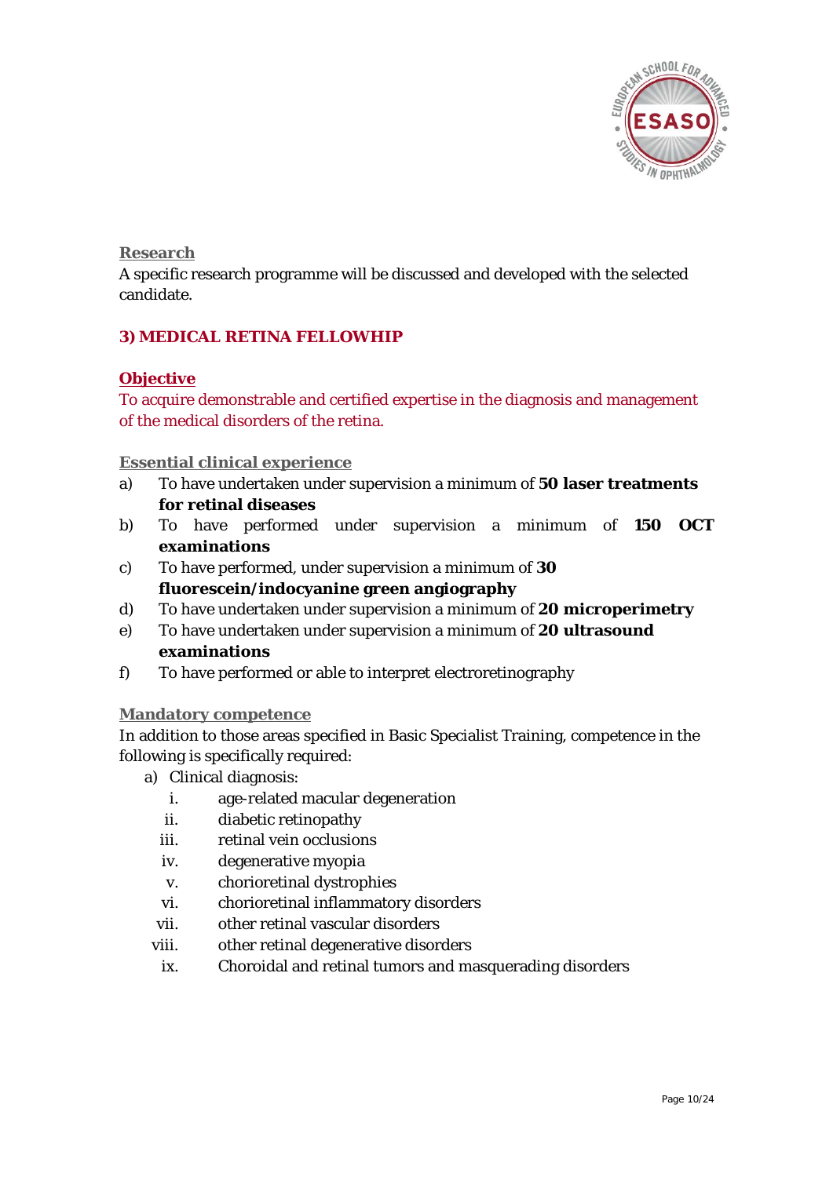### Research

A specific research programme will be discussed and developed with the selected candidate.

## 3) MEDICAL RETINA FELLOWHIP

### Objective

To acquire demonstrable and certified expertise in the diagnosis and management of the medical disorders of the retina.

### Essential clinical experience

a) To have undertaken under supervision a minimum of **50 laser treatments for retinal diseases**

b) To have performed under supervision a minimum of **150 OCT examinations**

c) To have performed, under supervision a minimum of **30 fluorescein/indocyanine green angiography**

d) To have undertaken under supervision a minimum of **20 microperimetry**

e) To have undertaken under supervision a minimum of **20 ultrasound examinations**

f) To have performed or able to interpret electroretinography

### Mandatory competence

In addition to those areas specified in Basic Specialist Training, competence in the following is specifically required:

a) Clinical diagnosis:

  i. age-related macular degeneration
  ii. diabetic retinopathy
  iii. retinal vein occlusions
  iv. degenerative myopia
  v. chorioretinal dystrophies
  vi. chorioretinal inflammatory disorders
  vii. other retinal vascular disorders
  viii. other retinal degenerative disorders
  ix. Choroidal and retinal tumors and masquerading disorders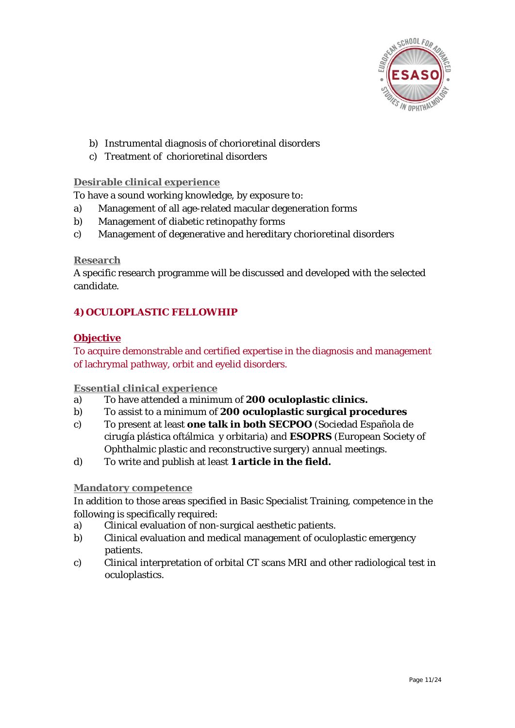b) Instrumental diagnosis of chorioretinal disorders
c) Treatment of  chorioretinal disorders

**Desirable clinical experience**

To have a sound working knowledge, by exposure to:

a) Management of all age-related macular degeneration forms
b) Management of diabetic retinopathy forms
c) Management of degenerative and hereditary chorioretinal disorders

**Research**

A specific research programme will be discussed and developed with the selected candidate.

## 4) OCULOPLASTIC FELLOWHIP

**Objective**

To acquire demonstrable and certified expertise in the diagnosis and management of lachrymal pathway, orbit and eyelid disorders.

**Essential clinical experience**

a) To have attended a minimum of **200 oculoplastic clinics.**
b) To assist to a minimum of **200 oculoplastic surgical procedures**
c) To present at least **one talk in both SECPOO** (Sociedad Española de cirugía plástica oftálmica  y orbitaria) and **ESOPRS** (European Society of Ophthalmic plastic and reconstructive surgery) annual meetings.
d) To write and publish at least **1 article in the field.**

**Mandatory competence**

In addition to those areas specified in Basic Specialist Training, competence in the following is specifically required:

a) Clinical evaluation of non-surgical aesthetic patients.
b) Clinical evaluation and medical management of oculoplastic emergency patients.
c) Clinical interpretation of orbital CT scans MRI and other radiological test in oculoplastics.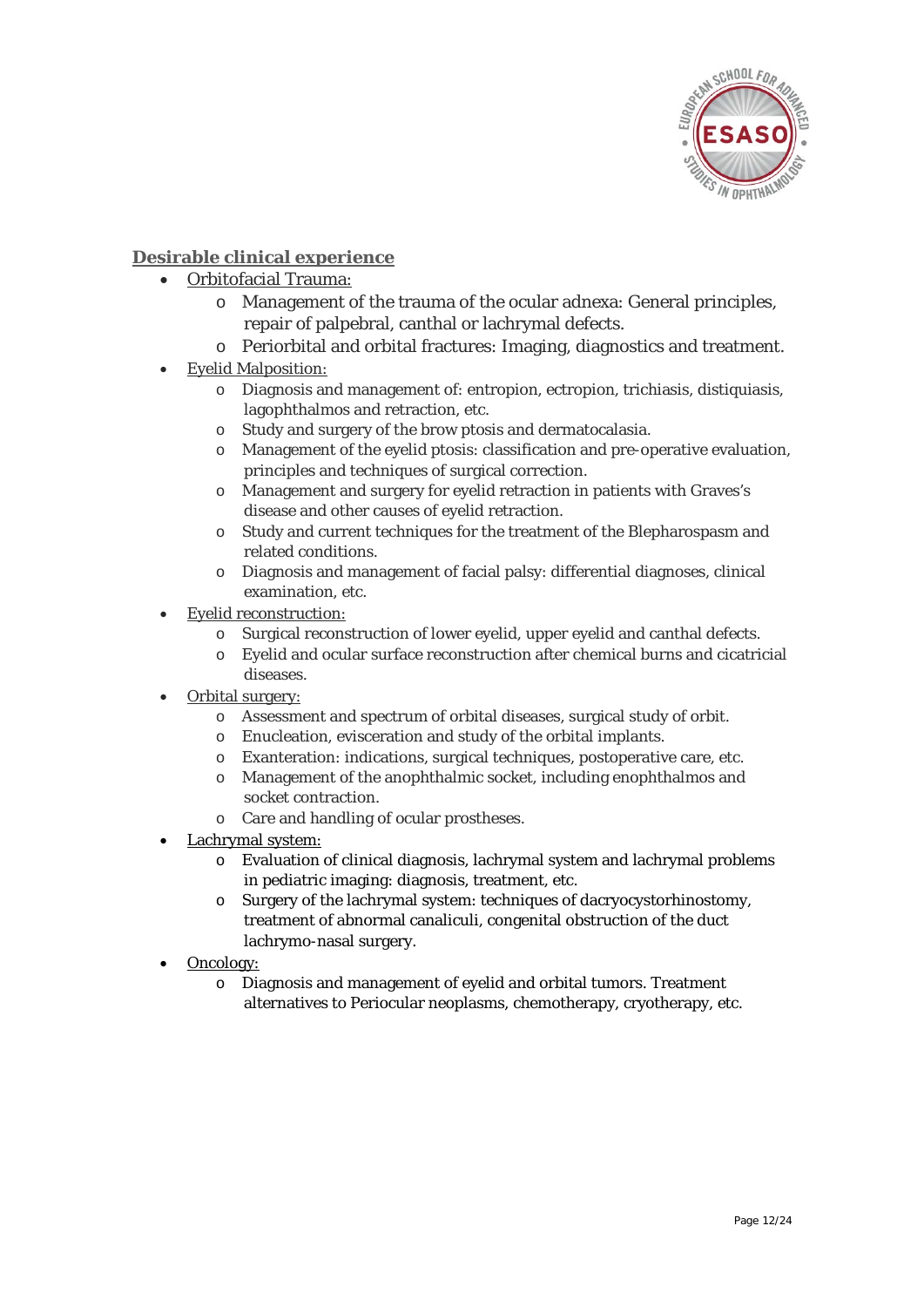**Desirable clinical experience**

- Orbitofacial Trauma:
    - Management of the trauma of the ocular adnexa: General principles, repair of palpebral, canthal or lachrymal defects.
    - Periorbital and orbital fractures: Imaging, diagnostics and treatment.
- Eyelid Malposition:
    - Diagnosis and management of: entropion, ectropion, trichiasis, distiquiasis, lagophthalmos and retraction, etc.
    - Study and surgery of the brow ptosis and dermatocalasia.
    - Management of the eyelid ptosis: classification and pre-operative evaluation, principles and techniques of surgical correction.
    - Management and surgery for eyelid retraction in patients with Graves's disease and other causes of eyelid retraction.
    - Study and current techniques for the treatment of the Blepharospasm and related conditions.
    - Diagnosis and management of facial palsy: differential diagnoses, clinical examination, etc.
- Eyelid reconstruction:
    - Surgical reconstruction of lower eyelid, upper eyelid and canthal defects.
    - Eyelid and ocular surface reconstruction after chemical burns and cicatricial diseases.
- Orbital surgery:
    - Assessment and spectrum of orbital diseases, surgical study of orbit.
    - Enucleation, evisceration and study of the orbital implants.
    - Exanteration: indications, surgical techniques, postoperative care, etc.
    - Management of the anophthalmic socket, including enophthalmos and socket contraction.
    - Care and handling of ocular prostheses.
- Lachrymal system:
    - Evaluation of clinical diagnosis, lachrymal system and lachrymal problems in pediatric imaging: diagnosis, treatment, etc.
    - Surgery of the lachrymal system: techniques of dacryocystorhinostomy, treatment of abnormal canaliculi, congenital obstruction of the duct lachrymo-nasal surgery.
- Oncology:
    - Diagnosis and management of eyelid and orbital tumors. Treatment alternatives to Periocular neoplasms, chemotherapy, cryotherapy, etc.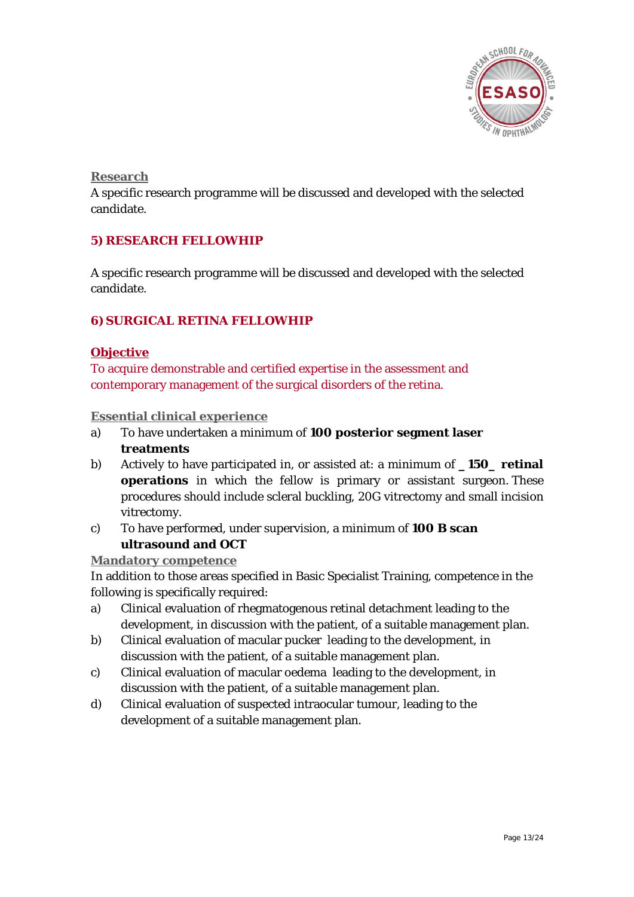**Research**

A specific research programme will be discussed and developed with the selected candidate.

## 5) RESEARCH FELLOWHIP

A specific research programme will be discussed and developed with the selected candidate.

## 6) SURGICAL RETINA FELLOWHIP

**Objective**

To acquire demonstrable and certified expertise in the assessment and contemporary management of the surgical disorders of the retina.

**Essential clinical experience**

a) To have undertaken a minimum of **100 posterior segment laser treatments**

b) Actively to have participated in, or assisted at: a minimum of **_ 150_ retinal operations** in which the fellow is primary or assistant surgeon. These procedures should include scleral buckling, 20G vitrectomy and small incision vitrectomy.

c) To have performed, under supervision, a minimum of **100 B scan ultrasound and OCT**

**Mandatory competence**

In addition to those areas specified in Basic Specialist Training, competence in the following is specifically required:

a) Clinical evaluation of rhegmatogenous retinal detachment leading to the development, in discussion with the patient, of a suitable management plan.

b) Clinical evaluation of macular pucker leading to the development, in discussion with the patient, of a suitable management plan.

c) Clinical evaluation of macular oedema leading to the development, in discussion with the patient, of a suitable management plan.

d) Clinical evaluation of suspected intraocular tumour, leading to the development of a suitable management plan.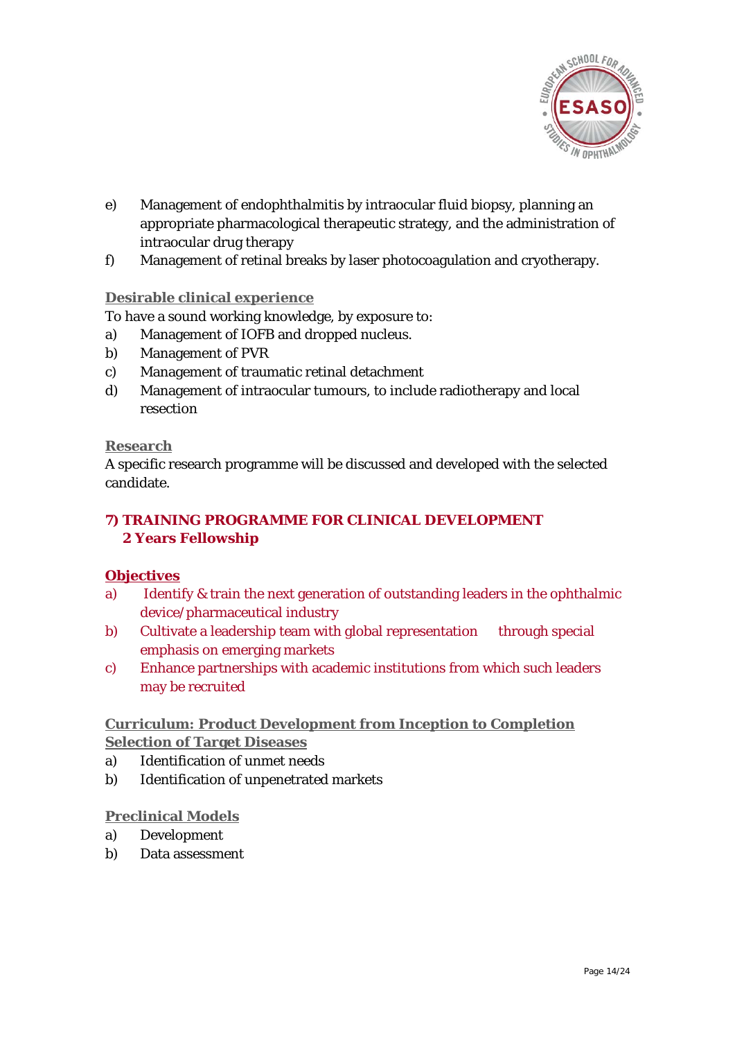e) Management of endophthalmitis by intraocular fluid biopsy, planning an appropriate pharmacological therapeutic strategy, and the administration of intraocular drug therapy

f) Management of retinal breaks by laser photocoagulation and cryotherapy.

**Desirable clinical experience**

To have a sound working knowledge, by exposure to:

a) Management of IOFB and dropped nucleus.

b) Management of PVR

c) Management of traumatic retinal detachment

d) Management of intraocular tumours, to include radiotherapy and local resection

**Research**

A specific research programme will be discussed and developed with the selected candidate.

## 7) TRAINING PROGRAMME FOR CLINICAL DEVELOPMENT 2 Years Fellowship

**Objectives**

a) Identify & train the next generation of outstanding leaders in the ophthalmic device/pharmaceutical industry

b) Cultivate a leadership team with global representation through special emphasis on emerging markets

c) Enhance partnerships with academic institutions from which such leaders may be recruited

**Curriculum: Product Development from Inception to Completion**

**Selection of Target Diseases**

a) Identification of unmet needs

b) Identification of unpenetrated markets

**Preclinical Models**

a) Development

b) Data assessment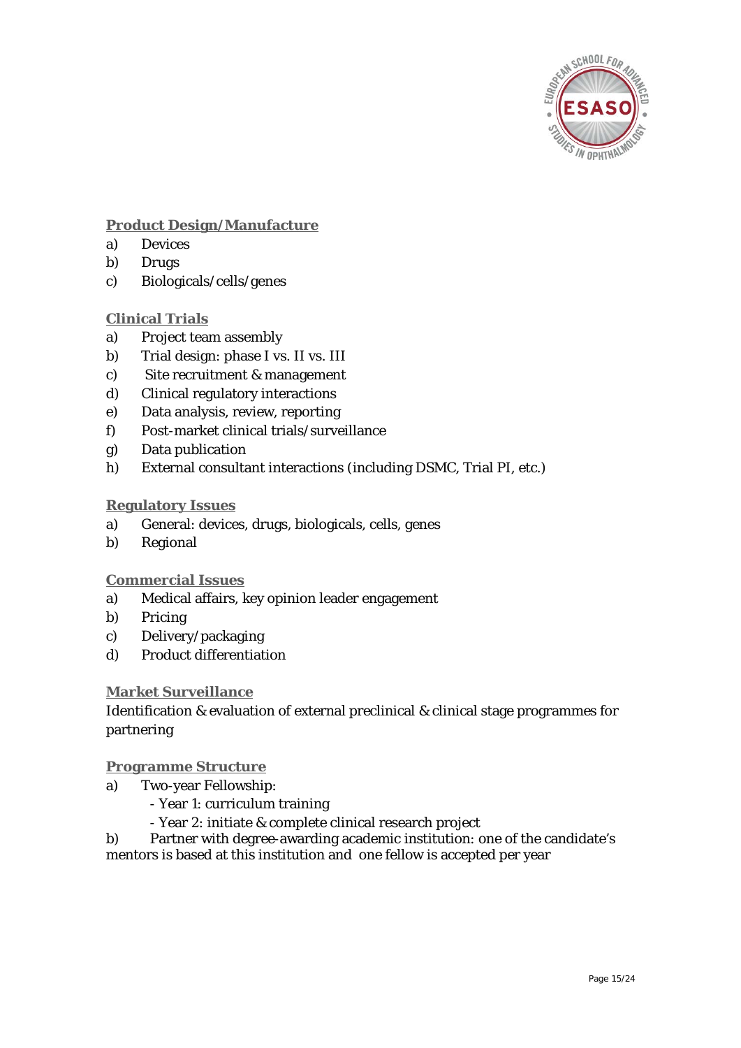**Product Design/Manufacture**

a) Devices
b) Drugs
c) Biologicals/cells/genes

**Clinical Trials**

a) Project team assembly
b) Trial design: phase I vs. II vs. III
c) Site recruitment & management
d) Clinical regulatory interactions
e) Data analysis, review, reporting
f) Post-market clinical trials/surveillance
g) Data publication
h) External consultant interactions (including DSMC, Trial PI, etc.)

**Regulatory Issues**

a) General: devices, drugs, biologicals, cells, genes
b) Regional

**Commercial Issues**

a) Medical affairs, key opinion leader engagement
b) Pricing
c) Delivery/packaging
d) Product differentiation

**Market Surveillance**

Identification & evaluation of external preclinical & clinical stage programmes for partnering

**Programme Structure**

a) Two-year Fellowship:
   - Year 1: curriculum training
   - Year 2: initiate & complete clinical research project

b) Partner with degree-awarding academic institution: one of the candidate's mentors is based at this institution and one fellow is accepted per year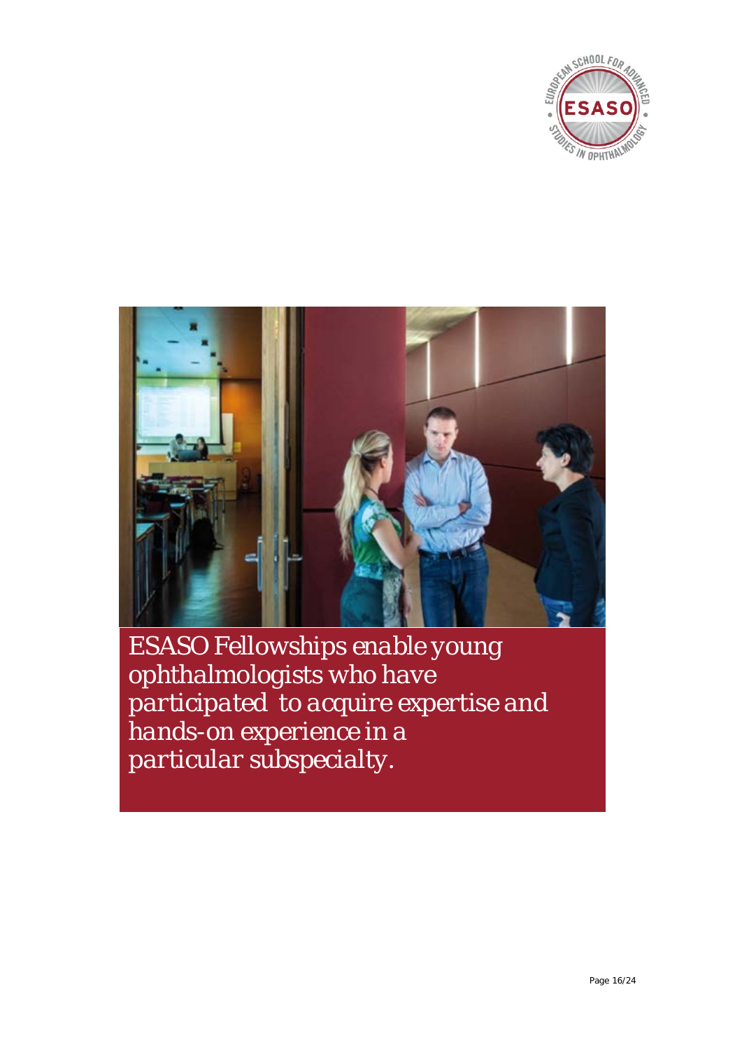*ESASO Fellowships enable young ophthalmologists who have participated to acquire expertise and hands-on experience in a particular subspecialty.*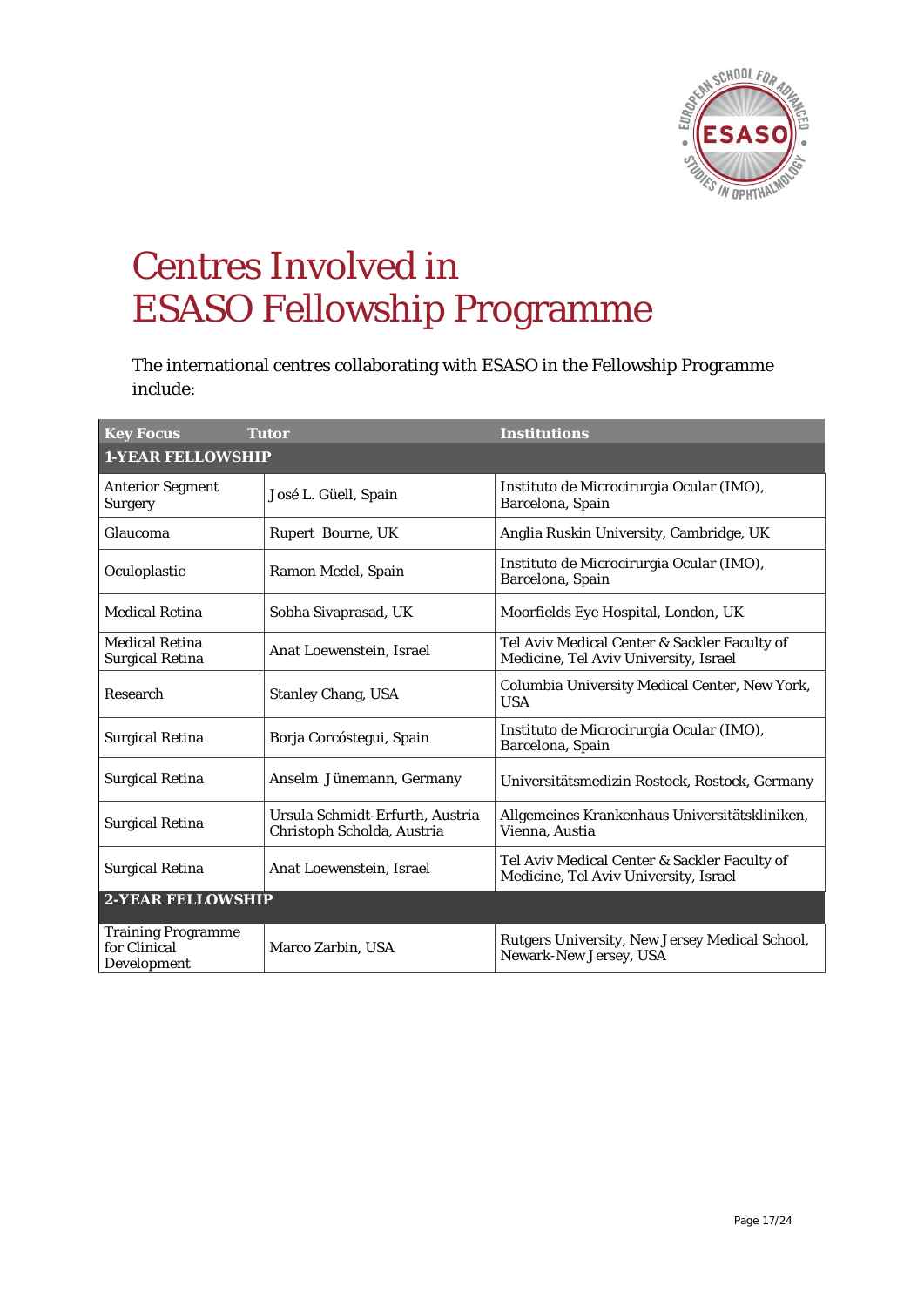# Centres Involved in ESASO Fellowship Programme

The international centres collaborating with ESASO in the Fellowship Programme include:

| Key Focus | Tutor | Institutions |
|---|---|---|
| **1-YEAR FELLOWSHIP** | | |
| Anterior Segment Surgery | José L. Güell, Spain | Instituto de Microcirurgia Ocular (IMO), Barcelona, Spain |
| Glaucoma | Rupert Bourne, UK | Anglia Ruskin University, Cambridge, UK |
| Oculoplastic | Ramon Medel, Spain | Instituto de Microcirurgia Ocular (IMO), Barcelona, Spain |
| Medical Retina | Sobha Sivaprasad, UK | Moorfields Eye Hospital, London, UK |
| Medical Retina Surgical Retina | Anat Loewenstein, Israel | Tel Aviv Medical Center & Sackler Faculty of Medicine, Tel Aviv University, Israel |
| Research | Stanley Chang, USA | Columbia University Medical Center, New York, USA |
| Surgical Retina | Borja Corcóstegui, Spain | Instituto de Microcirurgia Ocular (IMO), Barcelona, Spain |
| Surgical Retina | Anselm Jünemann, Germany | Universitätsmedizin Rostock, Rostock, Germany |
| Surgical Retina | Ursula Schmidt-Erfurth, Austria Christoph Scholda, Austria | Allgemeines Krankenhaus Universitätskliniken, Vienna, Austria |
| Surgical Retina | Anat Loewenstein, Israel | Tel Aviv Medical Center & Sackler Faculty of Medicine, Tel Aviv University, Israel |
| **2-YEAR FELLOWSHIP** | | |
| Training Programme for Clinical Development | Marco Zarbin, USA | Rutgers University, New Jersey Medical School, Newark-New Jersey, USA |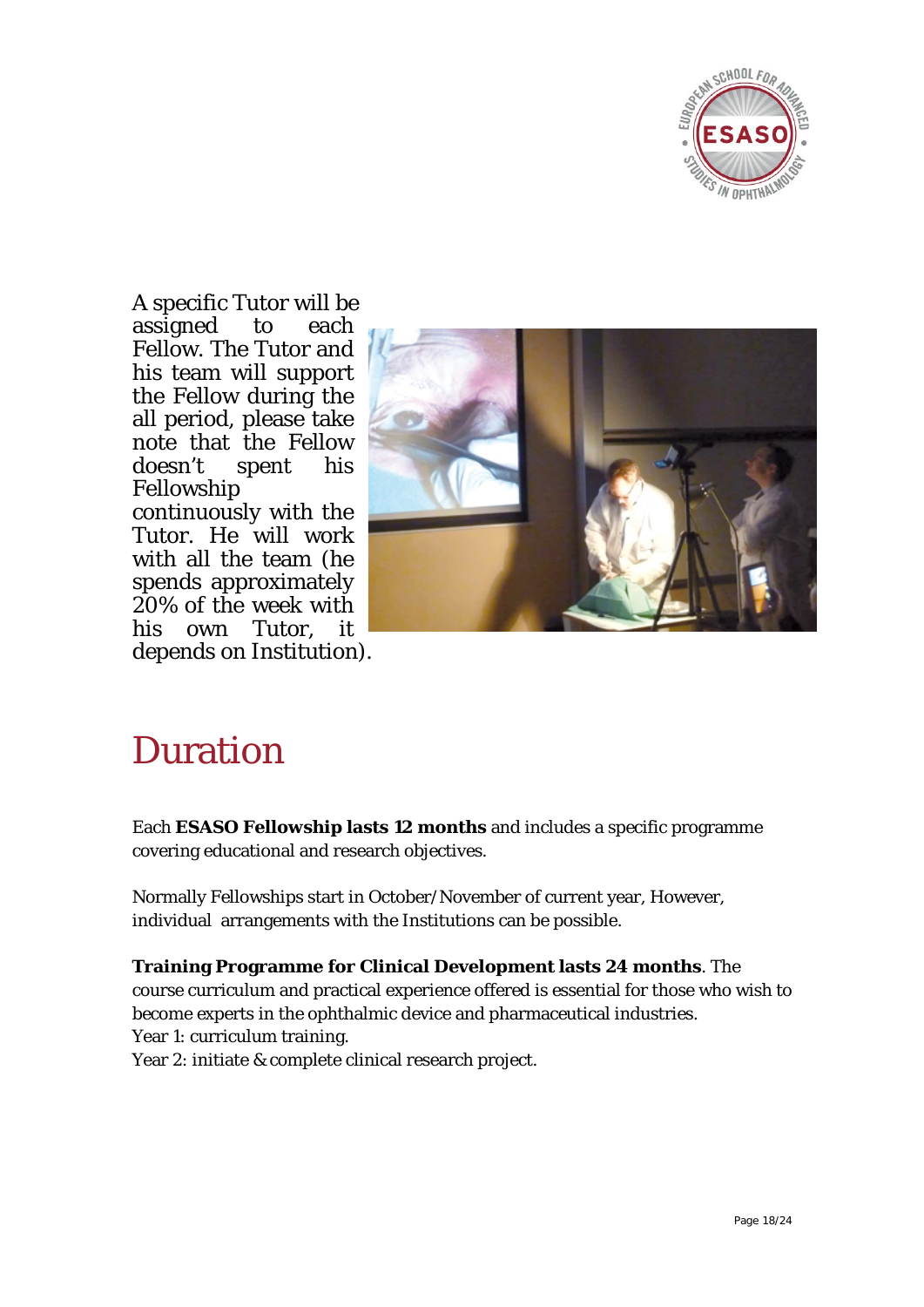A specific Tutor will be assigned to each Fellow. The Tutor and his team will support the Fellow during the all period, please take note that the Fellow doesn't spent his Fellowship continuously with the Tutor. He will work with all the team (he spends approximately 20% of the week with his own Tutor, it depends on Institution).

# Duration

Each **ESASO Fellowship lasts 12 months** and includes a specific programme covering educational and research objectives.

Normally Fellowships start in October/November of current year, However, individual arrangements with the Institutions can be possible.

**Training Programme for Clinical Development lasts 24 months**. The course curriculum and practical experience offered is essential for those who wish to become experts in the ophthalmic device and pharmaceutical industries.
Year 1: curriculum training.
Year 2: initiate & complete clinical research project.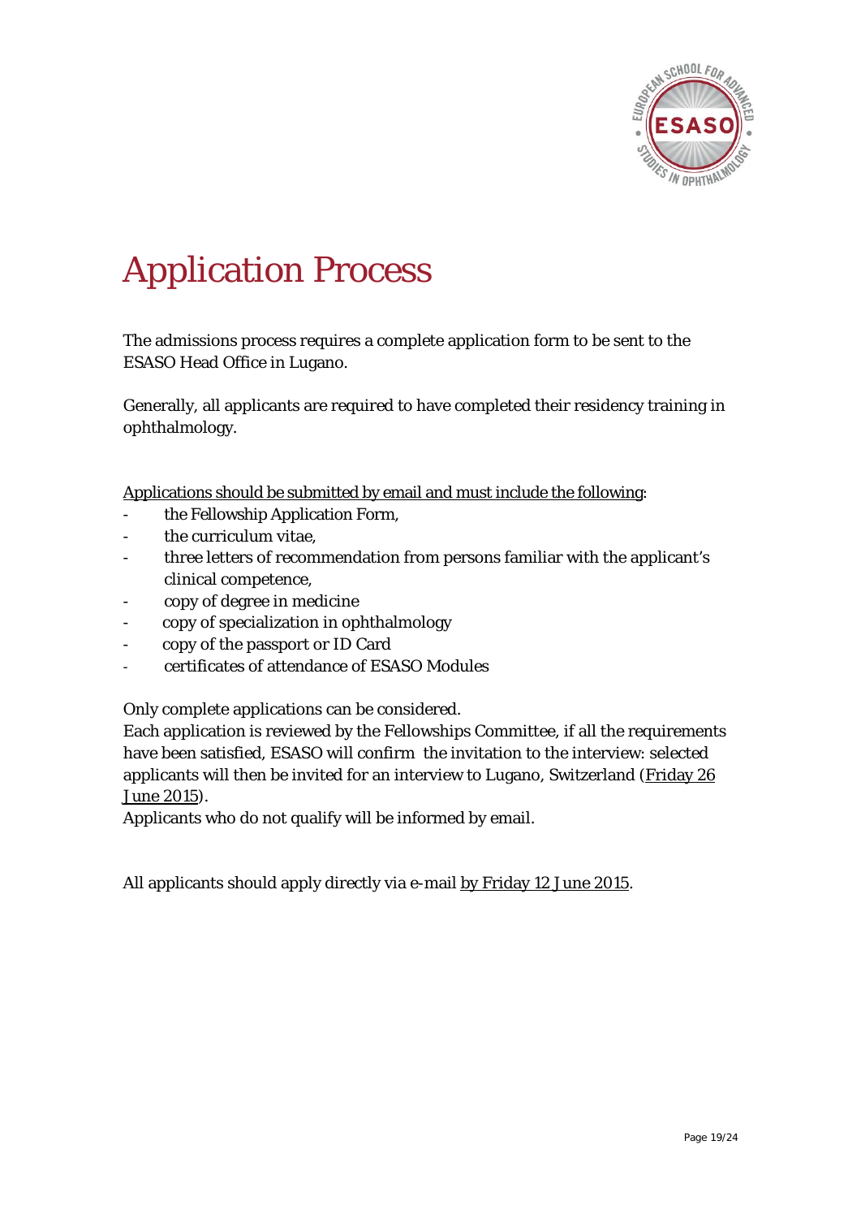# Application Process

The admissions process requires a complete application form to be sent to the ESASO Head Office in Lugano.

Generally, all applicants are required to have completed their residency training in ophthalmology.

<u>Applications should be submitted by email and must include the following</u>:

- the Fellowship Application Form,
- the curriculum vitae,
- three letters of recommendation from persons familiar with the applicant's clinical competence,
- copy of degree in medicine
- copy of specialization in ophthalmology
- copy of the passport or ID Card
- certificates of attendance of ESASO Modules

Only complete applications can be considered.
Each application is reviewed by the Fellowships Committee, if all the requirements have been satisfied, ESASO will confirm the invitation to the interview: selected applicants will then be invited for an interview to Lugano, Switzerland (<u>Friday 26 June 2015</u>).
Applicants who do not qualify will be informed by email.

All applicants should apply directly via e-mail <u>by Friday 12 June 2015</u>.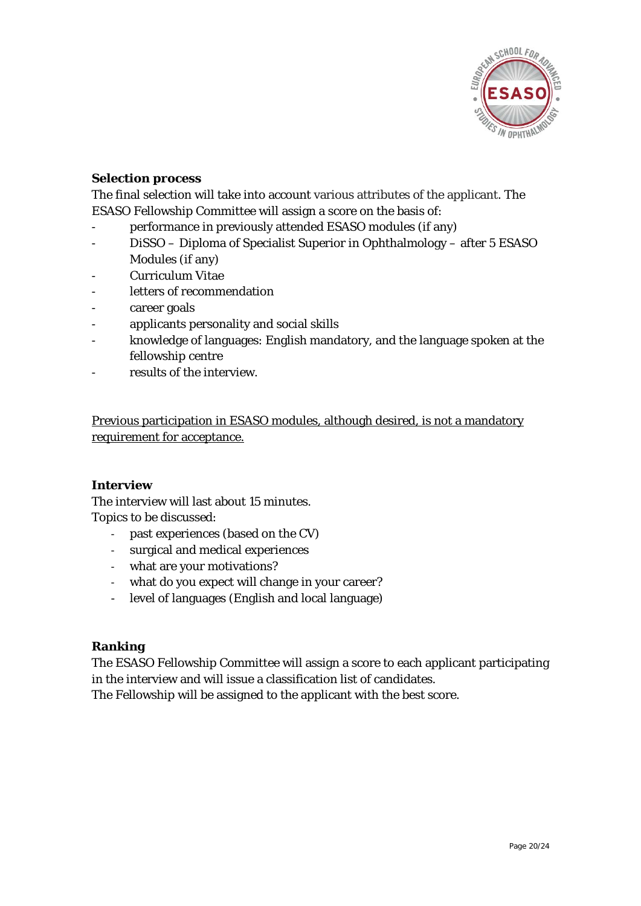**Selection process**

The final selection will take into account various attributes of the applicant. The ESASO Fellowship Committee will assign a score on the basis of:

- performance in previously attended ESASO modules (if any)
- DiSSO – Diploma of Specialist Superior in Ophthalmology – after 5 ESASO Modules (if any)
- Curriculum Vitae
- letters of recommendation
- career goals
- applicants personality and social skills
- knowledge of languages: English mandatory, and the language spoken at the fellowship centre
- results of the interview.

<u>Previous participation in ESASO modules, although desired, is not a mandatory requirement for acceptance.</u>

**Interview**

The interview will last about 15 minutes.
Topics to be discussed:

- past experiences (based on the CV)
- surgical and medical experiences
- what are your motivations?
- what do you expect will change in your career?
- level of languages (English and local language)

**Ranking**

The ESASO Fellowship Committee will assign a score to each applicant participating in the interview and will issue a classification list of candidates.
The Fellowship will be assigned to the applicant with the best score.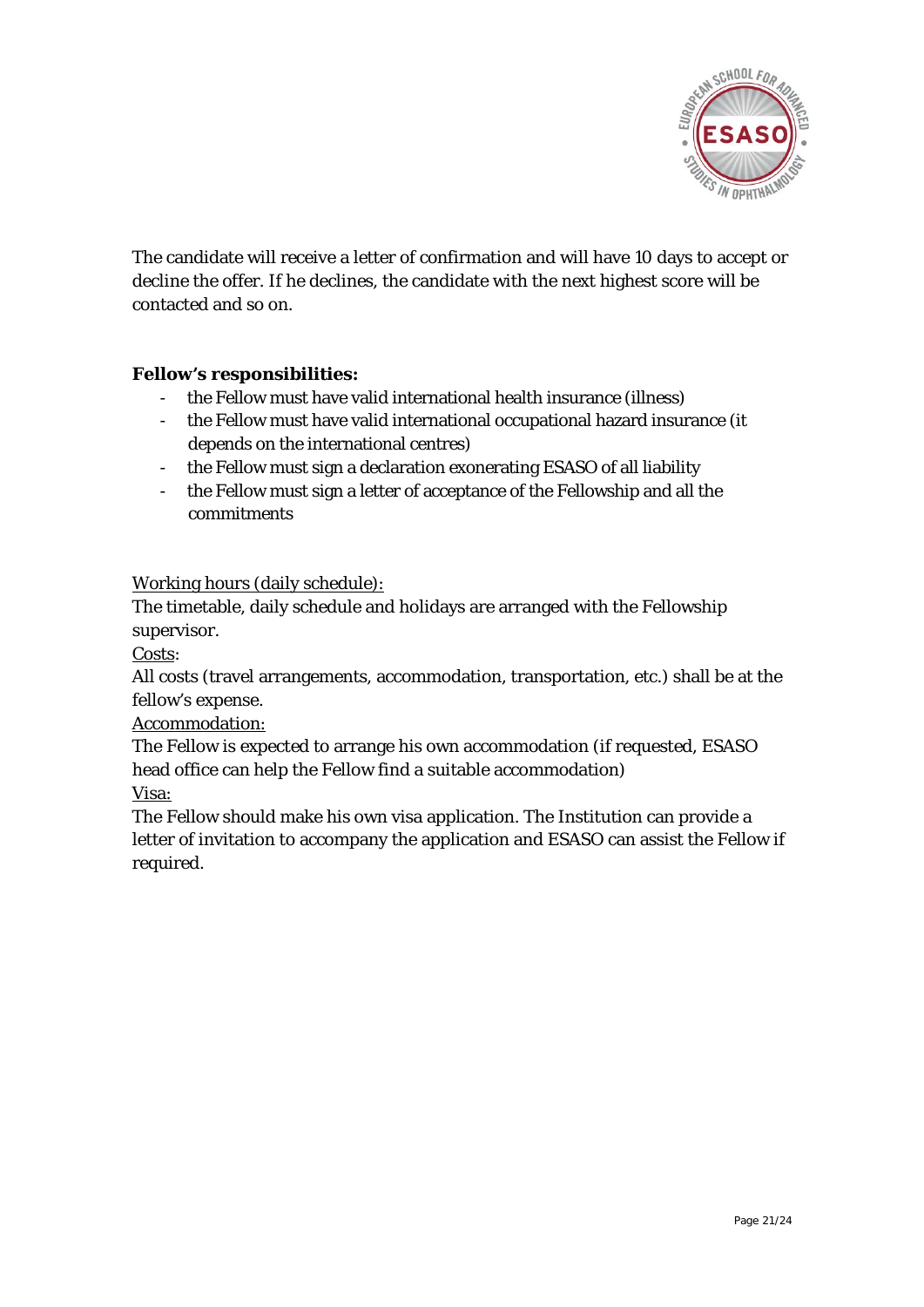The candidate will receive a letter of confirmation and will have 10 days to accept or decline the offer. If he declines, the candidate with the next highest score will be contacted and so on.

**Fellow's responsibilities:**

- the Fellow must have valid international health insurance (illness)
- the Fellow must have valid international occupational hazard insurance (it depends on the international centres)
- the Fellow must sign a declaration exonerating ESASO of all liability
- the Fellow must sign a letter of acceptance of the Fellowship and all the commitments

<u>Working hours (daily schedule):</u>
The timetable, daily schedule and holidays are arranged with the Fellowship supervisor.

<u>Costs</u>:
All costs (travel arrangements, accommodation, transportation, etc.) shall be at the fellow's expense.

<u>Accommodation:</u>
The Fellow is expected to arrange his own accommodation (if requested, ESASO head office can help the Fellow find a suitable accommodation)

<u>Visa:</u>
The Fellow should make his own visa application. The Institution can provide a letter of invitation to accompany the application and ESASO can assist the Fellow if required.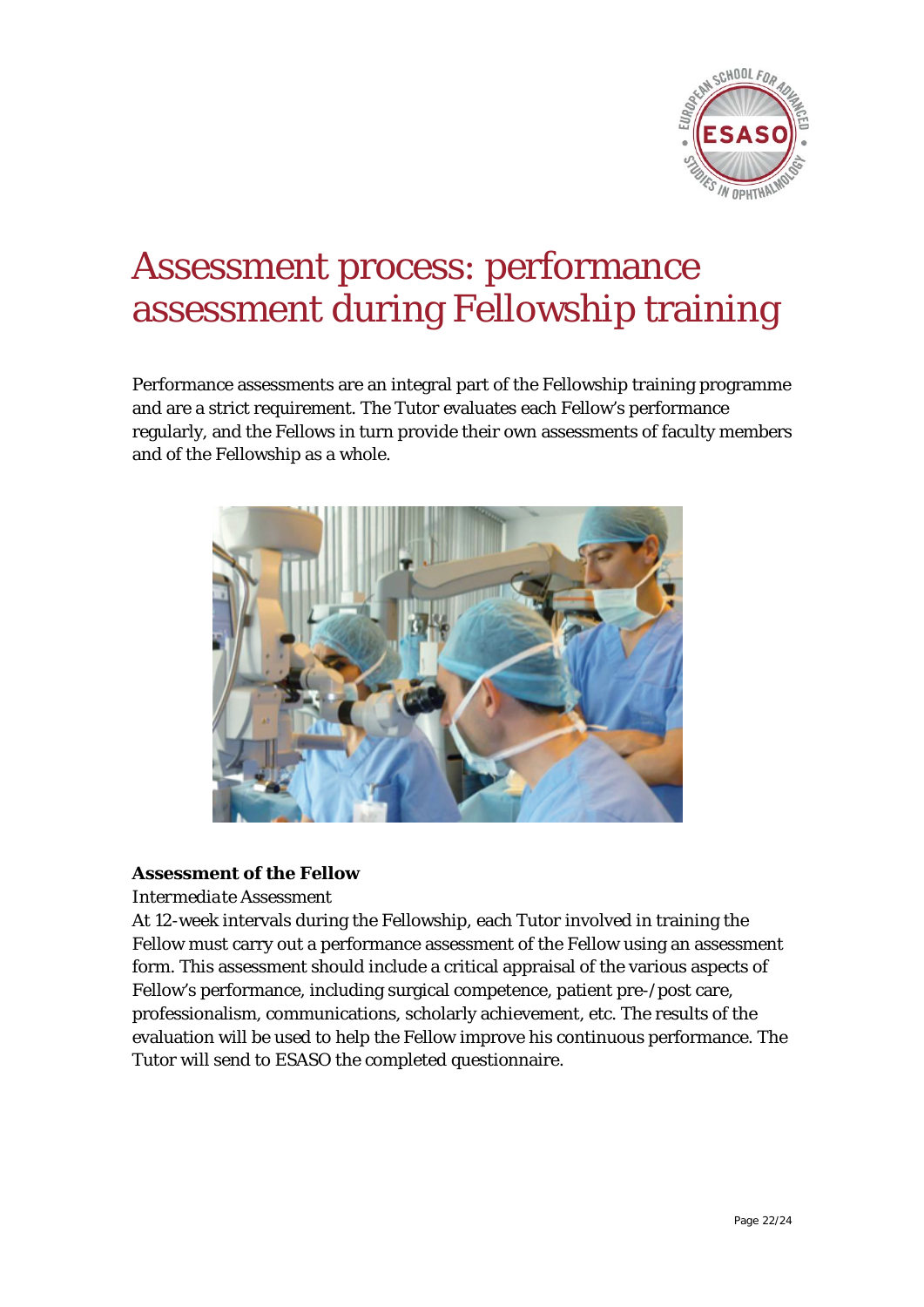# Assessment process: performance assessment during Fellowship training

Performance assessments are an integral part of the Fellowship training programme and are a strict requirement. The Tutor evaluates each Fellow's performance regularly, and the Fellows in turn provide their own assessments of faculty members and of the Fellowship as a whole.

**Assessment of the Fellow**

*Intermediate Assessment*

At 12-week intervals during the Fellowship, each Tutor involved in training the Fellow must carry out a performance assessment of the Fellow using an assessment form. This assessment should include a critical appraisal of the various aspects of Fellow's performance, including surgical competence, patient pre-/post care, professionalism, communications, scholarly achievement, etc. The results of the evaluation will be used to help the Fellow improve his continuous performance. The Tutor will send to ESASO the completed questionnaire.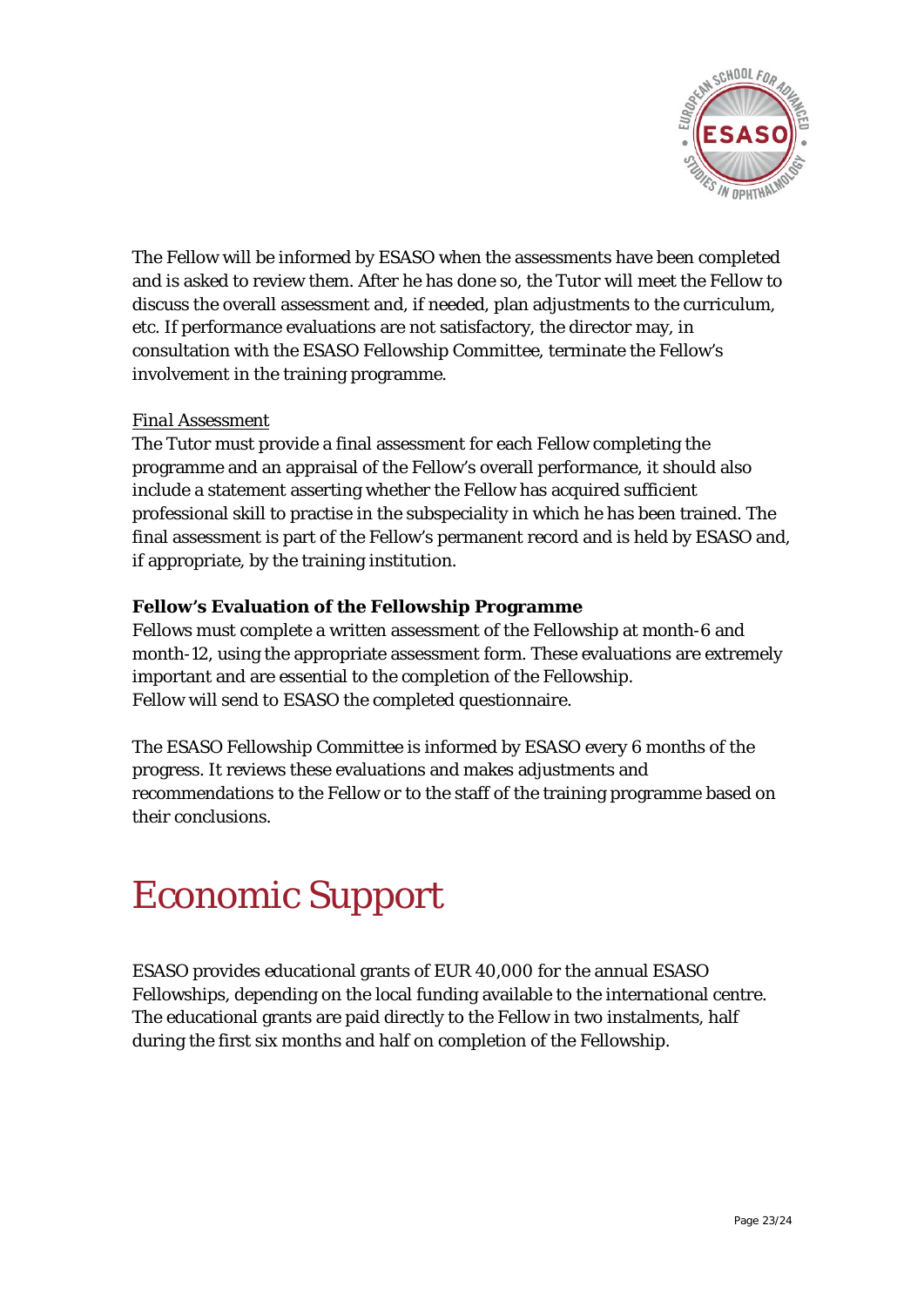The Fellow will be informed by ESASO when the assessments have been completed and is asked to review them. After he has done so, the Tutor will meet the Fellow to discuss the overall assessment and, if needed, plan adjustments to the curriculum, etc. If performance evaluations are not satisfactory, the director may, in consultation with the ESASO Fellowship Committee, terminate the Fellow's involvement in the training programme.

*Final Assessment*

The Tutor must provide a final assessment for each Fellow completing the programme and an appraisal of the Fellow's overall performance, it should also include a statement asserting whether the Fellow has acquired sufficient professional skill to practise in the subspeciality in which he has been trained. The final assessment is part of the Fellow's permanent record and is held by ESASO and, if appropriate, by the training institution.

**Fellow's Evaluation of the Fellowship Programme**

Fellows must complete a written assessment of the Fellowship at month-6 and month-12, using the appropriate assessment form. These evaluations are extremely important and are essential to the completion of the Fellowship.
Fellow will send to ESASO the completed questionnaire.

The ESASO Fellowship Committee is informed by ESASO every 6 months of the progress. It reviews these evaluations and makes adjustments and recommendations to the Fellow or to the staff of the training programme based on their conclusions.

# Economic Support

ESASO provides educational grants of EUR 40,000 for the annual ESASO Fellowships, depending on the local funding available to the international centre. The educational grants are paid directly to the Fellow in two instalments, half during the first six months and half on completion of the Fellowship.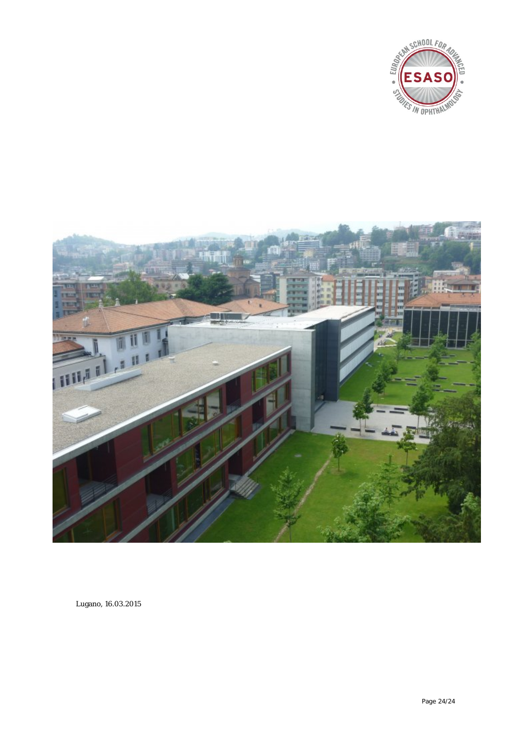Lugano, 16.03.2015